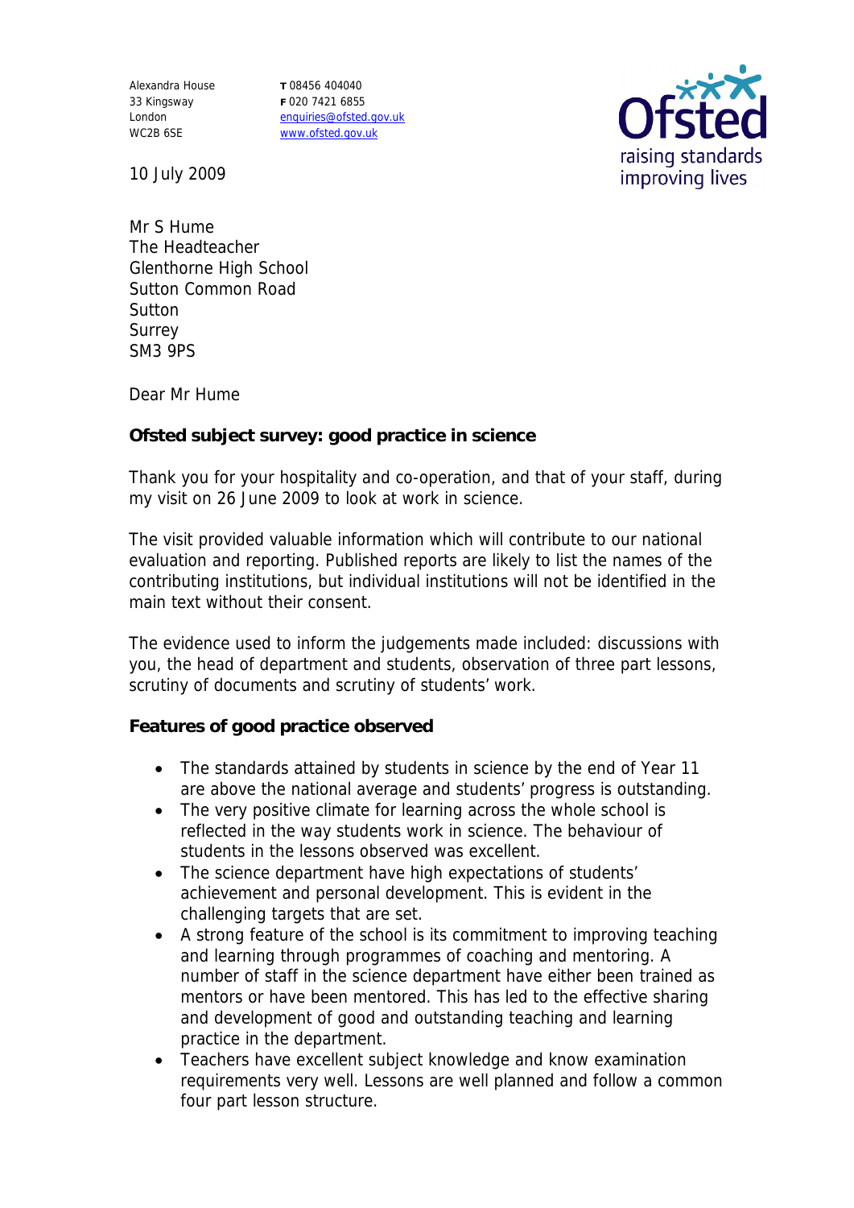Alexandra House
33 Kingsway
London
WC2B 6SE

**T** 08456 404040
**F** 020 7421 6855
enquiries@ofsted.gov.uk
www.ofsted.gov.uk

10 July 2009

Mr S Hume
The Headteacher
Glenthorne High School
Sutton Common Road
Sutton
Surrey
SM3 9PS

Dear Mr Hume

**Ofsted subject survey: good practice in science**

Thank you for your hospitality and co-operation, and that of your staff, during my visit on 26 June 2009 to look at work in science.

The visit provided valuable information which will contribute to our national evaluation and reporting. Published reports are likely to list the names of the contributing institutions, but individual institutions will not be identified in the main text without their consent.

The evidence used to inform the judgements made included: discussions with you, the head of department and students, observation of three part lessons, scrutiny of documents and scrutiny of students' work.

**Features of good practice observed**

- The standards attained by students in science by the end of Year 11 are above the national average and students' progress is outstanding.
- The very positive climate for learning across the whole school is reflected in the way students work in science. The behaviour of students in the lessons observed was excellent.
- The science department have high expectations of students' achievement and personal development. This is evident in the challenging targets that are set.
- A strong feature of the school is its commitment to improving teaching and learning through programmes of coaching and mentoring. A number of staff in the science department have either been trained as mentors or have been mentored. This has led to the effective sharing and development of good and outstanding teaching and learning practice in the department.
- Teachers have excellent subject knowledge and know examination requirements very well. Lessons are well planned and follow a common four part lesson structure.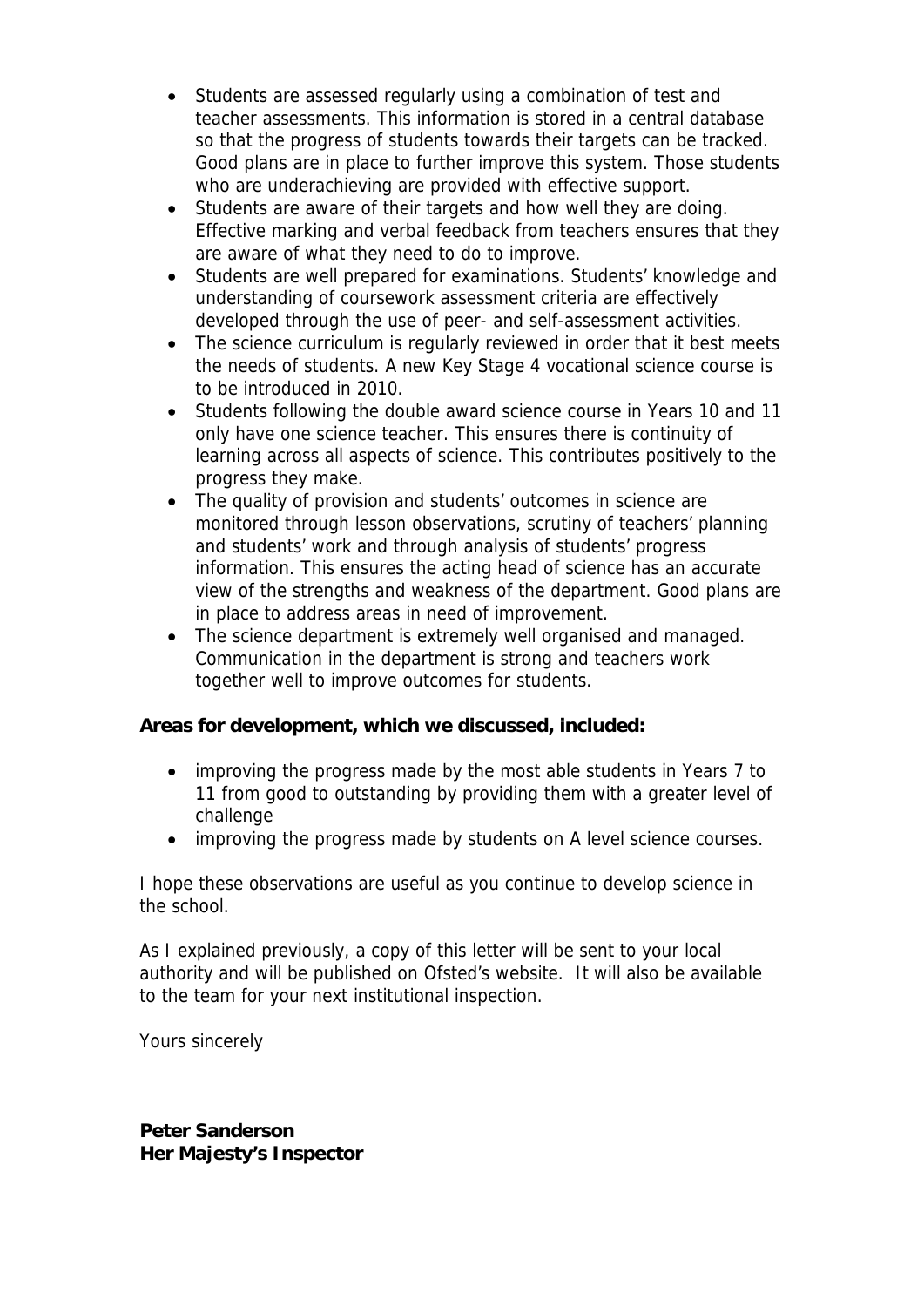- Students are assessed regularly using a combination of test and teacher assessments. This information is stored in a central database so that the progress of students towards their targets can be tracked. Good plans are in place to further improve this system. Those students who are underachieving are provided with effective support.
- Students are aware of their targets and how well they are doing. Effective marking and verbal feedback from teachers ensures that they are aware of what they need to do to improve.
- Students are well prepared for examinations. Students' knowledge and understanding of coursework assessment criteria are effectively developed through the use of peer- and self-assessment activities.
- The science curriculum is regularly reviewed in order that it best meets the needs of students. A new Key Stage 4 vocational science course is to be introduced in 2010.
- Students following the double award science course in Years 10 and 11 only have one science teacher. This ensures there is continuity of learning across all aspects of science. This contributes positively to the progress they make.
- The quality of provision and students' outcomes in science are monitored through lesson observations, scrutiny of teachers' planning and students' work and through analysis of students' progress information. This ensures the acting head of science has an accurate view of the strengths and weakness of the department. Good plans are in place to address areas in need of improvement.
- The science department is extremely well organised and managed. Communication in the department is strong and teachers work together well to improve outcomes for students.

**Areas for development, which we discussed, included:**

- improving the progress made by the most able students in Years 7 to 11 from good to outstanding by providing them with a greater level of challenge
- improving the progress made by students on A level science courses.

I hope these observations are useful as you continue to develop science in the school.

As I explained previously, a copy of this letter will be sent to your local authority and will be published on Ofsted's website. It will also be available to the team for your next institutional inspection.

Yours sincerely

**Peter Sanderson**
**Her Majesty's Inspector**